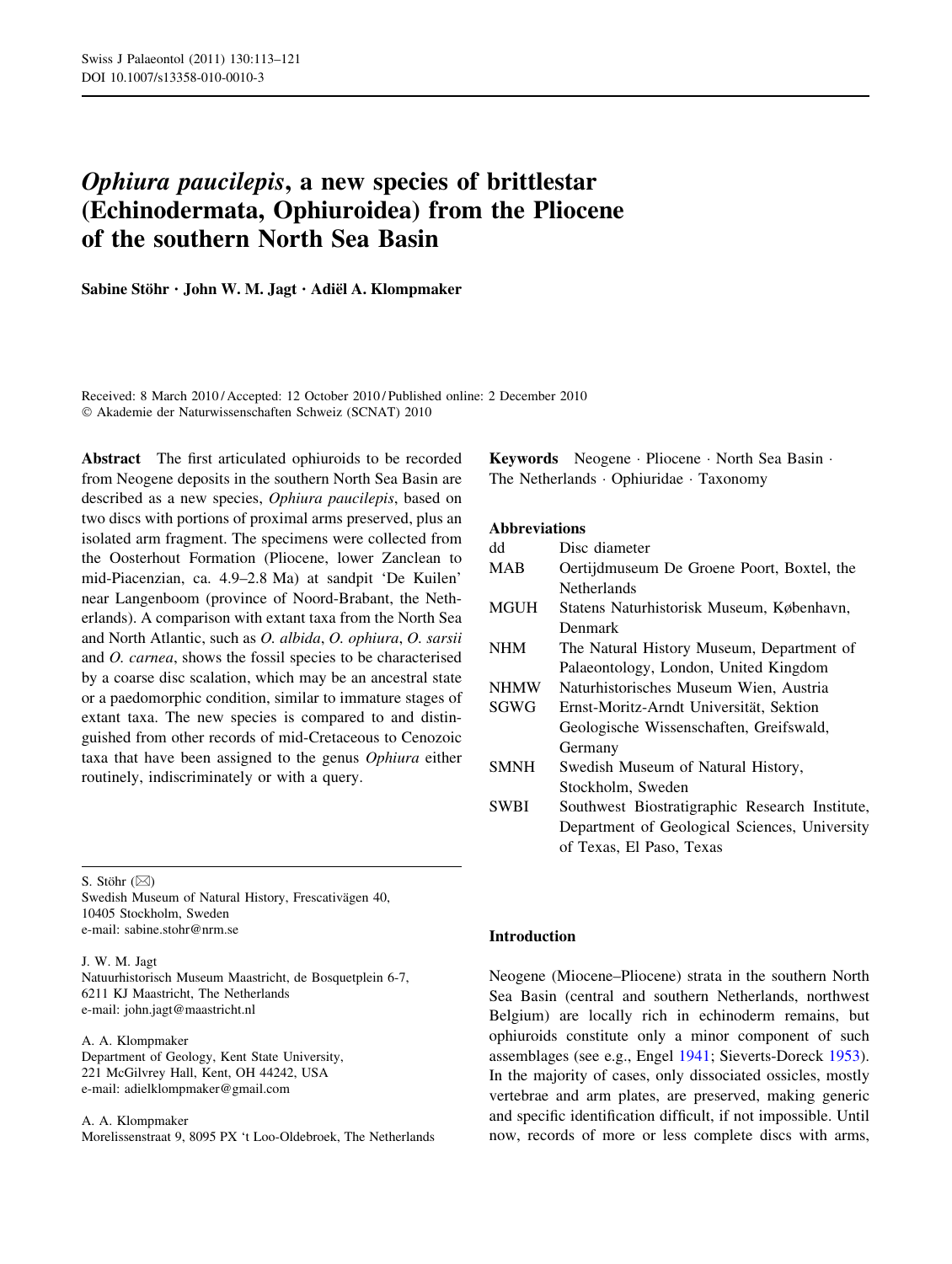# *Ophiura paucilepis*, a new species of brittlestar (Echinodermata, Ophiuroidea) from the Pliocene of the southern North Sea Basin

**Sabine Stöhr · John W. M. Jagt · Adiël A. Klompmaker**

Received: 8 March 2010 / Accepted: 12 October 2010 / Published online: 2 December 2010
© Akademie der Naturwissenschaften Schweiz (SCNAT) 2010

**Abstract** The first articulated ophiuroids to be recorded from Neogene deposits in the southern North Sea Basin are described as a new species, *Ophiura paucilepis*, based on two discs with portions of proximal arms preserved, plus an isolated arm fragment. The specimens were collected from the Oosterhout Formation (Pliocene, lower Zanclean to mid-Piacenzian, ca. 4.9–2.8 Ma) at sandpit 'De Kuilen' near Langenboom (province of Noord-Brabant, the Netherlands). A comparison with extant taxa from the North Sea and North Atlantic, such as *O. albida*, *O. ophiura*, *O. sarsii* and *O. carnea*, shows the fossil species to be characterised by a coarse disc scalation, which may be an ancestral state or a paedomorphic condition, similar to immature stages of extant taxa. The new species is compared to and distinguished from other records of mid-Cretaceous to Cenozoic taxa that have been assigned to the genus *Ophiura* either routinely, indiscriminately or with a query.

**Keywords** Neogene · Pliocene · North Sea Basin · The Netherlands · Ophiuridae · Taxonomy

**Abbreviations**

| | |
|---|---|
| dd | Disc diameter |
| MAB | Oertijdmuseum De Groene Poort, Boxtel, the Netherlands |
| MGUH | Statens Naturhistorisk Museum, København, Denmark |
| NHM | The Natural History Museum, Department of Palaeontology, London, United Kingdom |
| NHMW | Naturhistorisches Museum Wien, Austria |
| SGWG | Ernst-Moritz-Arndt Universität, Sektion Geologische Wissenschaften, Greifswald, Germany |
| SMNH | Swedish Museum of Natural History, Stockholm, Sweden |
| SWBI | Southwest Biostratigraphic Research Institute, Department of Geological Sciences, University of Texas, El Paso, Texas |

S. Stöhr (✉)
Swedish Museum of Natural History, Frescativägen 40, 10405 Stockholm, Sweden
e-mail: sabine.stohr@nrm.se

J. W. M. Jagt
Natuurhistorisch Museum Maastricht, de Bosquetplein 6-7, 6211 KJ Maastricht, The Netherlands
e-mail: john.jagt@maastricht.nl

A. A. Klompmaker
Department of Geology, Kent State University, 221 McGilvrey Hall, Kent, OH 44242, USA
e-mail: adielklompmaker@gmail.com

A. A. Klompmaker
Morelissenstraat 9, 8095 PX 't Loo-Oldebroek, The Netherlands

## Introduction

Neogene (Miocene–Pliocene) strata in the southern North Sea Basin (central and southern Netherlands, northwest Belgium) are locally rich in echinoderm remains, but ophiuroids constitute only a minor component of such assemblages (see e.g., Engel 1941; Sieverts-Doreck 1953). In the majority of cases, only dissociated ossicles, mostly vertebrae and arm plates, are preserved, making generic and specific identification difficult, if not impossible. Until now, records of more or less complete discs with arms,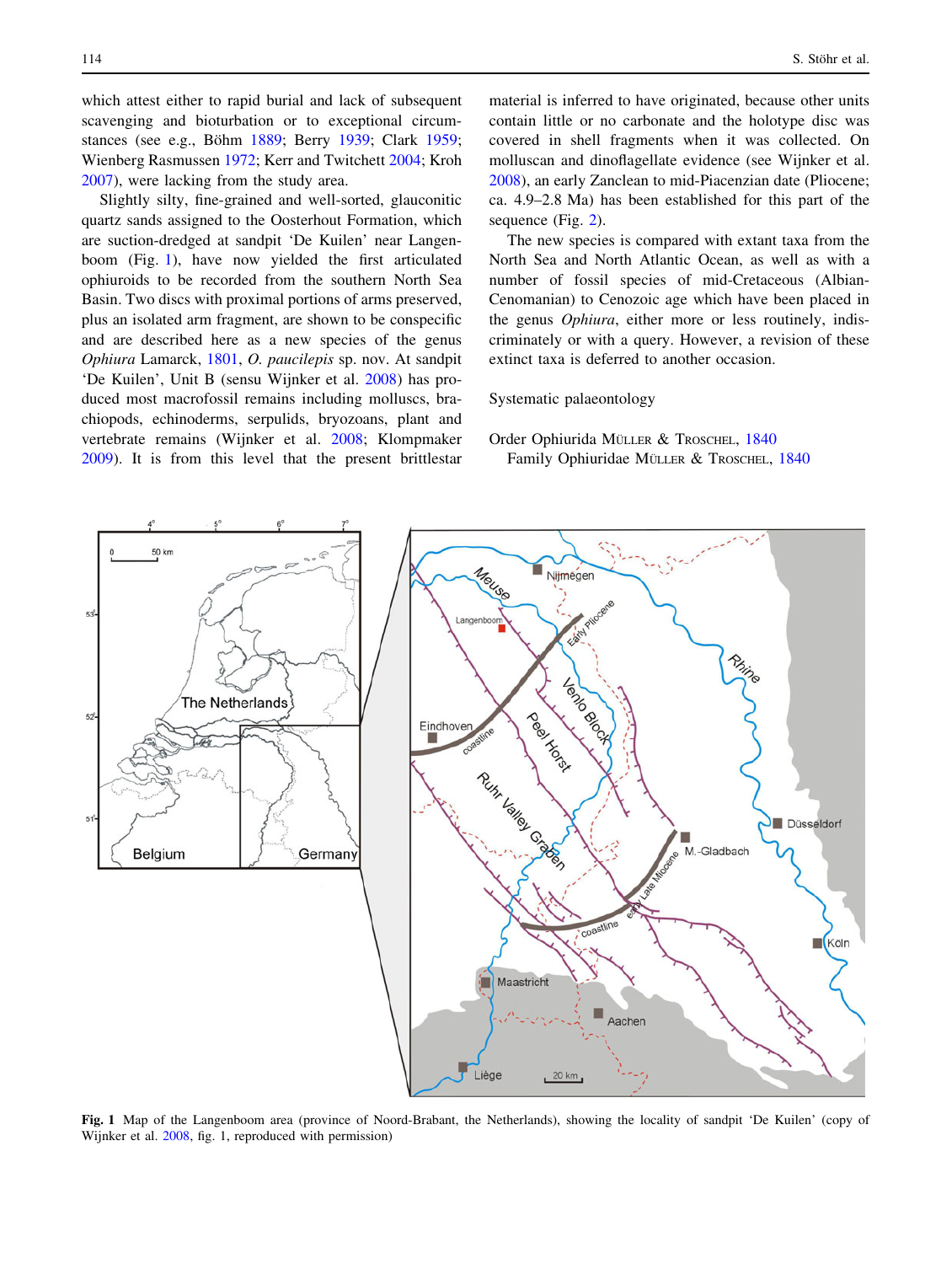which attest either to rapid burial and lack of subsequent scavenging and bioturbation or to exceptional circumstances (see e.g., Böhm 1889; Berry 1939; Clark 1959; Wienberg Rasmussen 1972; Kerr and Twitchett 2004; Kroh 2007), were lacking from the study area.

Slightly silty, fine-grained and well-sorted, glauconitic quartz sands assigned to the Oosterhout Formation, which are suction-dredged at sandpit 'De Kuilen' near Langenboom (Fig. 1), have now yielded the first articulated ophiuroids to be recorded from the southern North Sea Basin. Two discs with proximal portions of arms preserved, plus an isolated arm fragment, are shown to be conspecific and are described here as a new species of the genus *Ophiura* Lamarck, 1801, *O. paucilepis* sp. nov. At sandpit 'De Kuilen', Unit B (sensu Wijnker et al. 2008) has produced most macrofossil remains including molluscs, brachiopods, echinoderms, serpulids, bryozoans, plant and vertebrate remains (Wijnker et al. 2008; Klompmaker 2009). It is from this level that the present brittlestar material is inferred to have originated, because other units contain little or no carbonate and the holotype disc was covered in shell fragments when it was collected. On molluscan and dinoflagellate evidence (see Wijnker et al. 2008), an early Zanclean to mid-Piacenzian date (Pliocene; ca. 4.9–2.8 Ma) has been established for this part of the sequence (Fig. 2).

The new species is compared with extant taxa from the North Sea and North Atlantic Ocean, as well as with a number of fossil species of mid-Cretaceous (Albian-Cenomanian) to Cenozoic age which have been placed in the genus *Ophiura*, either more or less routinely, indiscriminately or with a query. However, a revision of these extinct taxa is deferred to another occasion.

## Systematic palaeontology

Order Ophiurida Müller & Troschel, 1840

Family Ophiuridae Müller & Troschel, 1840

**Fig. 1** Map of the Langenboom area (province of Noord-Brabant, the Netherlands), showing the locality of sandpit 'De Kuilen' (copy of Wijnker et al. 2008, fig. 1, reproduced with permission)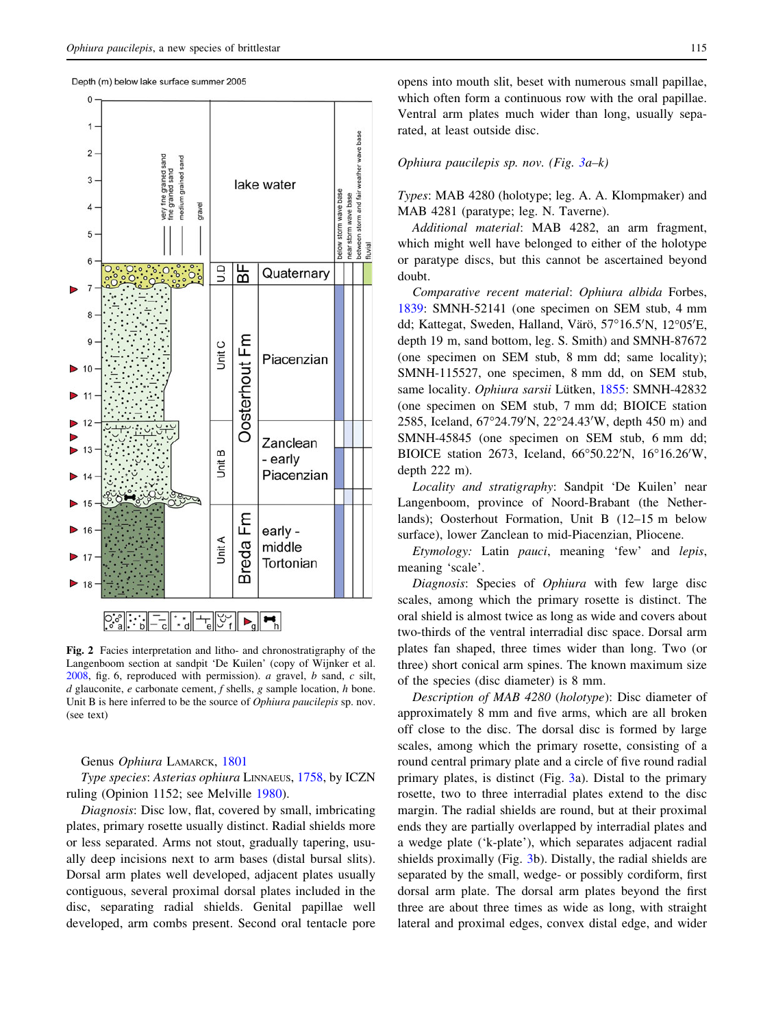Fig. 2 Facies interpretation and litho- and chronostratigraphy of the Langenboom section at sandpit 'De Kuilen' (copy of Wijnker et al. 2008, fig. 6, reproduced with permission). *a* gravel, *b* sand, *c* silt, *d* glauconite, *e* carbonate cement, *f* shells, *g* sample location, *h* bone. Unit B is here inferred to be the source of *Ophiura paucilepis* sp. nov. (see text)

Genus *Ophiura* Lamarck, 1801

*Type species*: *Asterias ophiura* Linnaeus, 1758, by ICZN ruling (Opinion 1152; see Melville 1980).

*Diagnosis*: Disc low, flat, covered by small, imbricating plates, primary rosette usually distinct. Radial shields more or less separated. Arms not stout, gradually tapering, usually deep incisions next to arm bases (distal bursal slits). Dorsal arm plates well developed, adjacent plates usually contiguous, several proximal dorsal plates included in the disc, separating radial shields. Genital papillae well developed, arm combs present. Second oral tentacle pore opens into mouth slit, beset with numerous small papillae, which often form a continuous row with the oral papillae. Ventral arm plates much wider than long, usually separated, at least outside disc.

*Ophiura paucilepis sp. nov. (Fig. 3a–k)*

*Types*: MAB 4280 (holotype; leg. A. A. Klompmaker) and MAB 4281 (paratype; leg. N. Taverne).

*Additional material*: MAB 4282, an arm fragment, which might well have belonged to either of the holotype or paratype discs, but this cannot be ascertained beyond doubt.

*Comparative recent material*: *Ophiura albida* Forbes, 1839: SMNH-52141 (one specimen on SEM stub, 4 mm dd; Kattegat, Sweden, Halland, Värö, 57°16.5′N, 12°05′E, depth 19 m, sand bottom, leg. S. Smith) and SMNH-87672 (one specimen on SEM stub, 8 mm dd; same locality); SMNH-115527, one specimen, 8 mm dd, on SEM stub, same locality. *Ophiura sarsii* Lütken, 1855: SMNH-42832 (one specimen on SEM stub, 7 mm dd; BIOICE station 2585, Iceland, 67°24.79′N, 22°24.43′W, depth 450 m) and SMNH-45845 (one specimen on SEM stub, 6 mm dd; BIOICE station 2673, Iceland, 66°50.22′N, 16°16.26′W, depth 222 m).

*Locality and stratigraphy*: Sandpit 'De Kuilen' near Langenboom, province of Noord-Brabant (the Netherlands); Oosterhout Formation, Unit B (12–15 m below surface), lower Zanclean to mid-Piacenzian, Pliocene.

*Etymology:* Latin *pauci*, meaning 'few' and *lepis*, meaning 'scale'.

*Diagnosis*: Species of *Ophiura* with few large disc scales, among which the primary rosette is distinct. The oral shield is almost twice as long as wide and covers about two-thirds of the ventral interradial disc space. Dorsal arm plates fan shaped, three times wider than long. Two (or three) short conical arm spines. The known maximum size of the species (disc diameter) is 8 mm.

*Description of MAB 4280 (holotype)*: Disc diameter of approximately 8 mm and five arms, which are all broken off close to the disc. The dorsal disc is formed by large scales, among which the primary rosette, consisting of a round central primary plate and a circle of five round radial primary plates, is distinct (Fig. 3a). Distal to the primary rosette, two to three interradial plates extend to the disc margin. The radial shields are round, but at their proximal ends they are partially overlapped by interradial plates and a wedge plate ('k-plate'), which separates adjacent radial shields proximally (Fig. 3b). Distally, the radial shields are separated by the small, wedge- or possibly cordiform, first dorsal arm plate. The dorsal arm plates beyond the first three are about three times as wide as long, with straight lateral and proximal edges, convex distal edge, and wider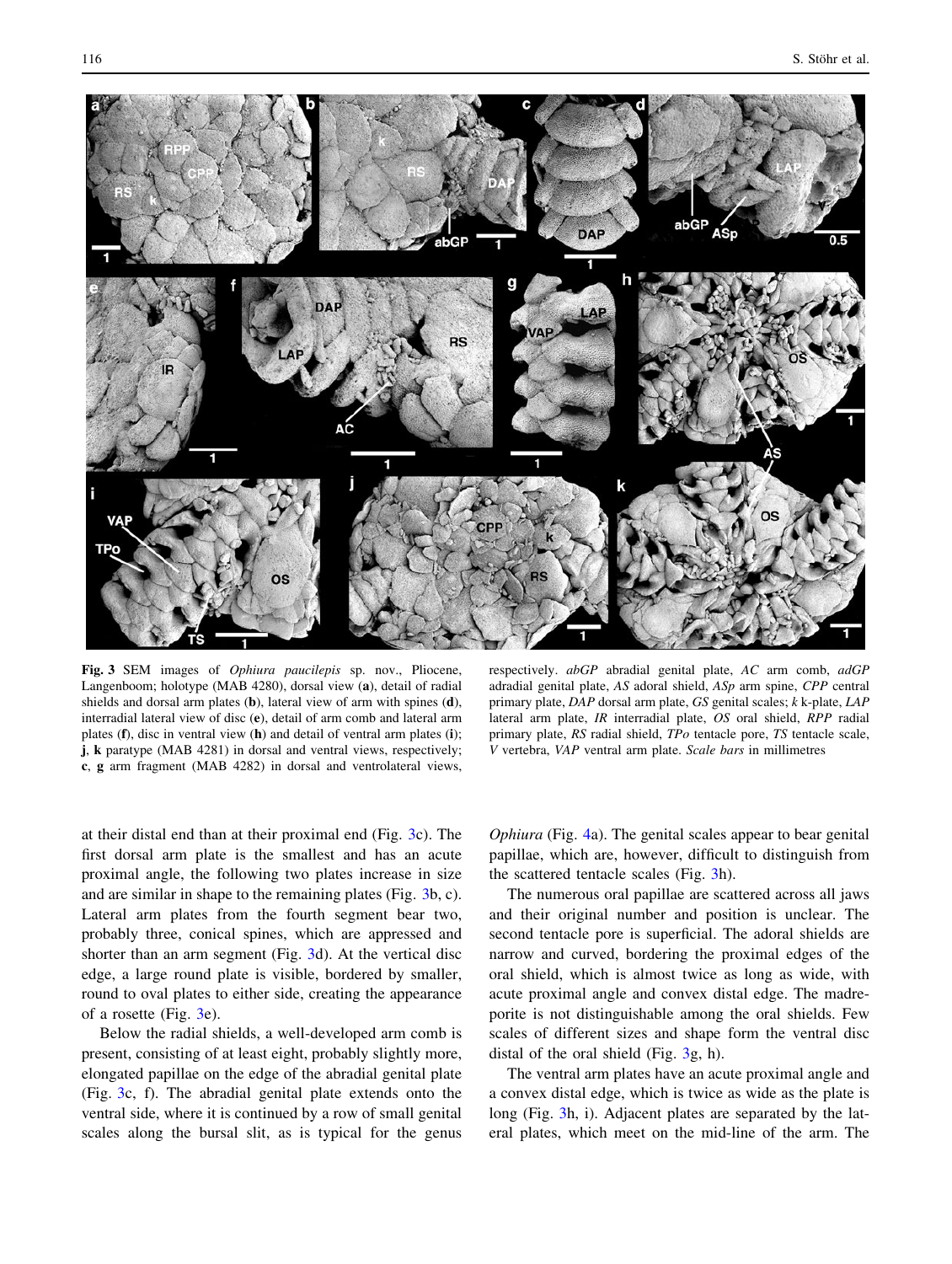**Fig. 3** SEM images of *Ophiura paucilepis* sp. nov., Pliocene, Langenboom; holotype (MAB 4280), dorsal view (**a**), detail of radial shields and dorsal arm plates (**b**), lateral view of arm with spines (**d**), interradial lateral view of disc (**e**), detail of arm comb and lateral arm plates (**f**), disc in ventral view (**h**) and detail of ventral arm plates (**i**); **j**, **k** paratype (MAB 4281) in dorsal and ventral views, respectively; **c**, **g** arm fragment (MAB 4282) in dorsal and ventrolateral views, respectively. *abGP* abradial genital plate, *AC* arm comb, *adGP* adradial genital plate, *AS* adoral shield, *ASp* arm spine, *CPP* central primary plate, *DAP* dorsal arm plate, *GS* genital scales; *k* k-plate, *LAP* lateral arm plate, *IR* interradial plate, *OS* oral shield, *RPP* radial primary plate, *RS* radial shield, *TPo* tentacle pore, *TS* tentacle scale, *V* vertebra, *VAP* ventral arm plate. *Scale bars* in millimetres

at their distal end than at their proximal end (Fig. 3c). The first dorsal arm plate is the smallest and has an acute proximal angle, the following two plates increase in size and are similar in shape to the remaining plates (Fig. 3b, c). Lateral arm plates from the fourth segment bear two, probably three, conical spines, which are appressed and shorter than an arm segment (Fig. 3d). At the vertical disc edge, a large round plate is visible, bordered by smaller, round to oval plates to either side, creating the appearance of a rosette (Fig. 3e).

Below the radial shields, a well-developed arm comb is present, consisting of at least eight, probably slightly more, elongated papillae on the edge of the abradial genital plate (Fig. 3c, f). The abradial genital plate extends onto the ventral side, where it is continued by a row of small genital scales along the bursal slit, as is typical for the genus *Ophiura* (Fig. 4a). The genital scales appear to bear genital papillae, which are, however, difficult to distinguish from the scattered tentacle scales (Fig. 3h).

The numerous oral papillae are scattered across all jaws and their original number and position is unclear. The second tentacle pore is superficial. The adoral shields are narrow and curved, bordering the proximal edges of the oral shield, which is almost twice as long as wide, with acute proximal angle and convex distal edge. The madreporite is not distinguishable among the oral shields. Few scales of different sizes and shape form the ventral disc distal of the oral shield (Fig. 3g, h).

The ventral arm plates have an acute proximal angle and a convex distal edge, which is twice as wide as the plate is long (Fig. 3h, i). Adjacent plates are separated by the lateral plates, which meet on the mid-line of the arm. The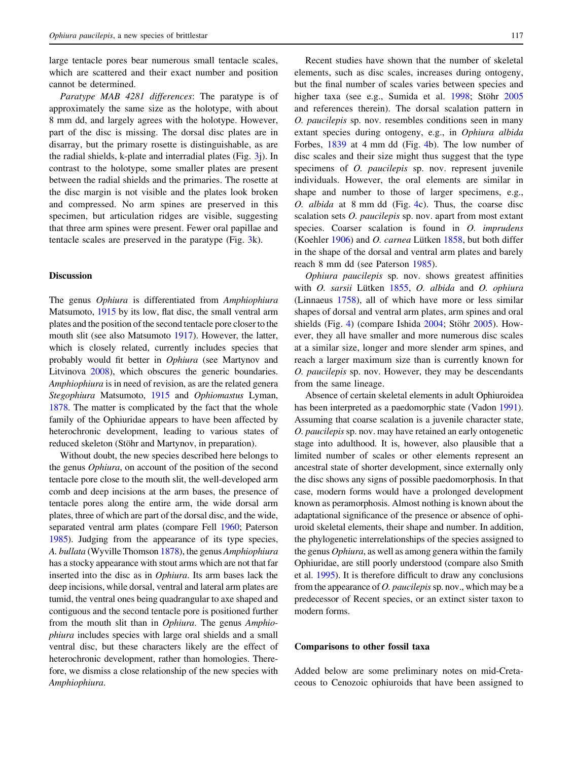large tentacle pores bear numerous small tentacle scales, which are scattered and their exact number and position cannot be determined.

*Paratype MAB 4281 differences*: The paratype is of approximately the same size as the holotype, with about 8 mm dd, and largely agrees with the holotype. However, part of the disc is missing. The dorsal disc plates are in disarray, but the primary rosette is distinguishable, as are the radial shields, k-plate and interradial plates (Fig. 3j). In contrast to the holotype, some smaller plates are present between the radial shields and the primaries. The rosette at the disc margin is not visible and the plates look broken and compressed. No arm spines are preserved in this specimen, but articulation ridges are visible, suggesting that three arm spines were present. Fewer oral papillae and tentacle scales are preserved in the paratype (Fig. 3k).

## Discussion

The genus *Ophiura* is differentiated from *Amphiophiura* Matsumoto, 1915 by its low, flat disc, the small ventral arm plates and the position of the second tentacle pore closer to the mouth slit (see also Matsumoto 1917). However, the latter, which is closely related, currently includes species that probably would fit better in *Ophiura* (see Martynov and Litvinova 2008), which obscures the generic boundaries. *Amphiophiura* is in need of revision, as are the related genera *Stegophiura* Matsumoto, 1915 and *Ophiomastus* Lyman, 1878. The matter is complicated by the fact that the whole family of the Ophiuridae appears to have been affected by heterochronic development, leading to various states of reduced skeleton (Stöhr and Martynov, in preparation).

Without doubt, the new species described here belongs to the genus *Ophiura*, on account of the position of the second tentacle pore close to the mouth slit, the well-developed arm comb and deep incisions at the arm bases, the presence of tentacle pores along the entire arm, the wide dorsal arm plates, three of which are part of the dorsal disc, and the wide, separated ventral arm plates (compare Fell 1960; Paterson 1985). Judging from the appearance of its type species, *A. bullata* (Wyville Thomson 1878), the genus *Amphiophiura* has a stocky appearance with stout arms which are not that far inserted into the disc as in *Ophiura*. Its arm bases lack the deep incisions, while dorsal, ventral and lateral arm plates are tumid, the ventral ones being quadrangular to axe shaped and contiguous and the second tentacle pore is positioned further from the mouth slit than in *Ophiura*. The genus *Amphiophiura* includes species with large oral shields and a small ventral disc, but these characters likely are the effect of heterochronic development, rather than homologies. Therefore, we dismiss a close relationship of the new species with *Amphiophiura*.

Recent studies have shown that the number of skeletal elements, such as disc scales, increases during ontogeny, but the final number of scales varies between species and higher taxa (see e.g., Sumida et al. 1998; Stöhr 2005 and references therein). The dorsal scalation pattern in *O. paucilepis* sp. nov. resembles conditions seen in many extant species during ontogeny, e.g., in *Ophiura albida* Forbes, 1839 at 4 mm dd (Fig. 4b). The low number of disc scales and their size might thus suggest that the type specimens of *O. paucilepis* sp. nov. represent juvenile individuals. However, the oral elements are similar in shape and number to those of larger specimens, e.g., *O. albida* at 8 mm dd (Fig. 4c). Thus, the coarse disc scalation sets *O. paucilepis* sp. nov. apart from most extant species. Coarser scalation is found in *O. imprudens* (Koehler 1906) and *O. carnea* Lütken 1858, but both differ in the shape of the dorsal and ventral arm plates and barely reach 8 mm dd (see Paterson 1985).

*Ophiura paucilepis* sp. nov. shows greatest affinities with *O. sarsii* Lütken 1855, *O. albida* and *O. ophiura* (Linnaeus 1758), all of which have more or less similar shapes of dorsal and ventral arm plates, arm spines and oral shields (Fig. 4) (compare Ishida 2004; Stöhr 2005). However, they all have smaller and more numerous disc scales at a similar size, longer and more slender arm spines, and reach a larger maximum size than is currently known for *O. paucilepis* sp. nov. However, they may be descendants from the same lineage.

Absence of certain skeletal elements in adult Ophiuroidea has been interpreted as a paedomorphic state (Vadon 1991). Assuming that coarse scalation is a juvenile character state, *O. paucilepis* sp. nov. may have retained an early ontogenetic stage into adulthood. It is, however, also plausible that a limited number of scales or other elements represent an ancestral state of shorter development, since externally only the disc shows any signs of possible paedomorphosis. In that case, modern forms would have a prolonged development known as peramorphosis. Almost nothing is known about the adaptational significance of the presence or absence of ophiuroid skeletal elements, their shape and number. In addition, the phylogenetic interrelationships of the species assigned to the genus *Ophiura*, as well as among genera within the family Ophiuridae, are still poorly understood (compare also Smith et al. 1995). It is therefore difficult to draw any conclusions from the appearance of *O. paucilepis* sp. nov., which may be a predecessor of Recent species, or an extinct sister taxon to modern forms.

## Comparisons to other fossil taxa

Added below are some preliminary notes on mid-Cretaceous to Cenozoic ophiuroids that have been assigned to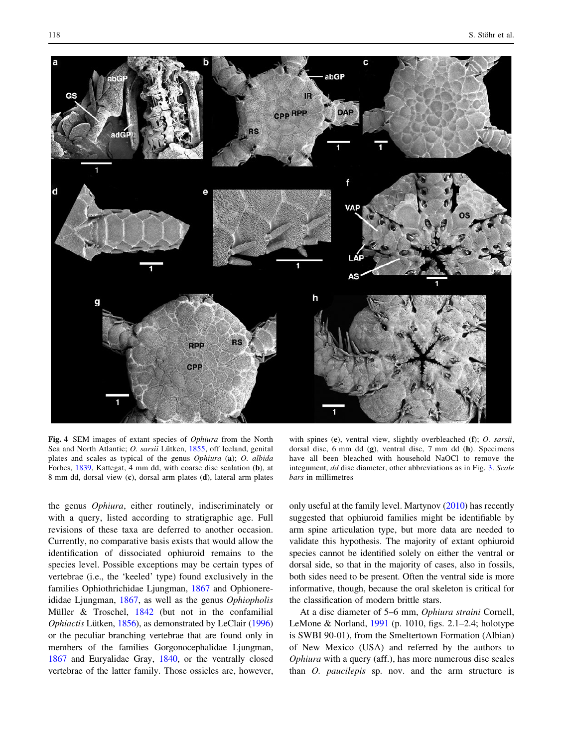**Fig. 4** SEM images of extant species of *Ophiura* from the North Sea and North Atlantic; *O. sarsii* Lütken, 1855, off Iceland, genital plates and scales as typical of the genus *Ophiura* (**a**); *O. albida* Forbes, 1839, Kattegat, 4 mm dd, with coarse disc scalation (**b**), at 8 mm dd, dorsal view (**c**), dorsal arm plates (**d**), lateral arm plates with spines (**e**), ventral view, slightly overbleached (**f**); *O. sarsii*, dorsal disc, 6 mm dd (**g**), ventral disc, 7 mm dd (**h**). Specimens have all been bleached with household NaOCl to remove the integument, *dd* disc diameter, other abbreviations as in Fig. 3. *Scale bars* in millimetres

the genus *Ophiura*, either routinely, indiscriminately or with a query, listed according to stratigraphic age. Full revisions of these taxa are deferred to another occasion. Currently, no comparative basis exists that would allow the identification of dissociated ophiuroid remains to the species level. Possible exceptions may be certain types of vertebrae (i.e., the 'keeled' type) found exclusively in the families Ophiothrichidae Ljungman, 1867 and Ophionereididae Ljungman, 1867, as well as the genus *Ophiopholis* Müller & Troschel, 1842 (but not in the confamilial *Ophiactis* Lütken, 1856), as demonstrated by LeClair (1996) or the peculiar branching vertebrae that are found only in members of the families Gorgonocephalidae Ljungman, 1867 and Euryalidae Gray, 1840, or the ventrally closed vertebrae of the latter family. Those ossicles are, however, only useful at the family level. Martynov (2010) has recently suggested that ophiuroid families might be identifiable by arm spine articulation type, but more data are needed to validate this hypothesis. The majority of extant ophiuroid species cannot be identified solely on either the ventral or dorsal side, so that in the majority of cases, also in fossils, both sides need to be present. Often the ventral side is more informative, though, because the oral skeleton is critical for the classification of modern brittle stars.

At a disc diameter of 5–6 mm, *Ophiura straini* Cornell, LeMone & Norland, 1991 (p. 1010, figs. 2.1–2.4; holotype is SWBI 90-01), from the Smeltertown Formation (Albian) of New Mexico (USA) and referred by the authors to *Ophiura* with a query (aff.), has more numerous disc scales than *O. paucilepis* sp. nov. and the arm structure is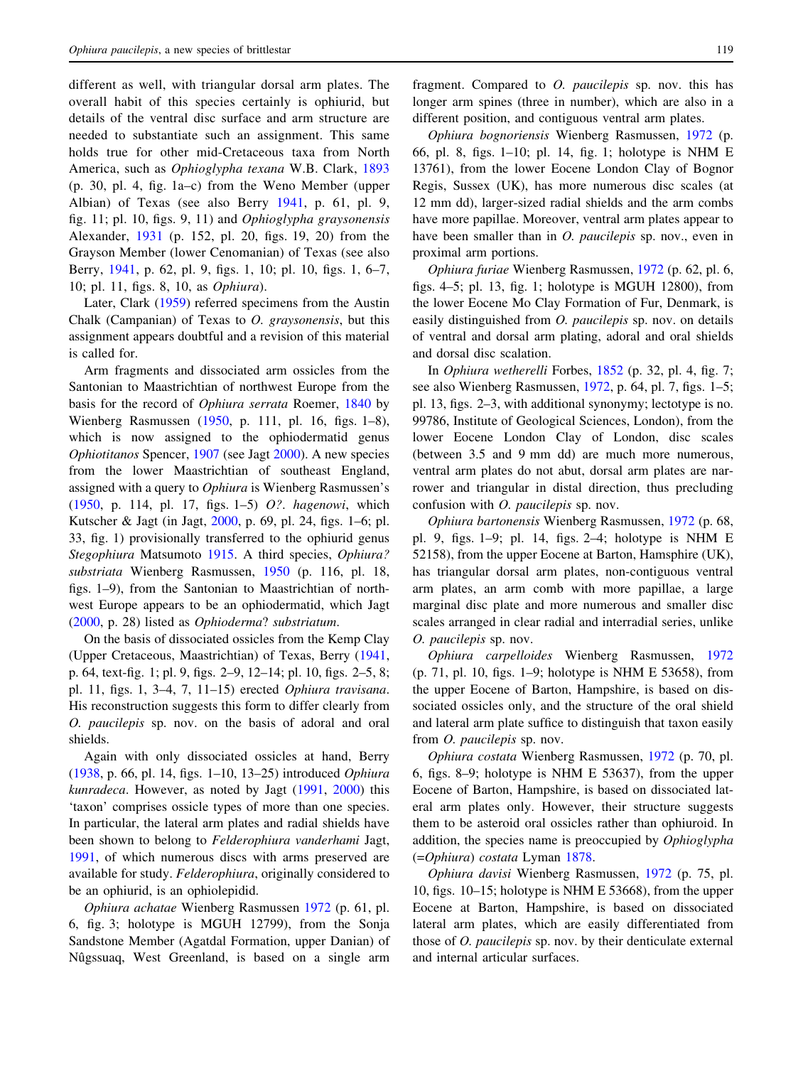different as well, with triangular dorsal arm plates. The overall habit of this species certainly is ophiurid, but details of the ventral disc surface and arm structure are needed to substantiate such an assignment. This same holds true for other mid-Cretaceous taxa from North America, such as *Ophioglypha texana* W.B. Clark, 1893 (p. 30, pl. 4, fig. 1a–c) from the Weno Member (upper Albian) of Texas (see also Berry 1941, p. 61, pl. 9, fig. 11; pl. 10, figs. 9, 11) and *Ophioglypha graysonensis* Alexander, 1931 (p. 152, pl. 20, figs. 19, 20) from the Grayson Member (lower Cenomanian) of Texas (see also Berry, 1941, p. 62, pl. 9, figs. 1, 10; pl. 10, figs. 1, 6–7, 10; pl. 11, figs. 8, 10, as *Ophiura*).

Later, Clark (1959) referred specimens from the Austin Chalk (Campanian) of Texas to *O. graysonensis*, but this assignment appears doubtful and a revision of this material is called for.

Arm fragments and dissociated arm ossicles from the Santonian to Maastrichtian of northwest Europe from the basis for the record of *Ophiura serrata* Roemer, 1840 by Wienberg Rasmussen (1950, p. 111, pl. 16, figs. 1–8), which is now assigned to the ophiodermatid genus *Ophiotitanos* Spencer, 1907 (see Jagt 2000). A new species from the lower Maastrichtian of southeast England, assigned with a query to *Ophiura* is Wienberg Rasmussen's (1950, p. 114, pl. 17, figs. 1–5) *O?. hagenowi*, which Kutscher & Jagt (in Jagt, 2000, p. 69, pl. 24, figs. 1–6; pl. 33, fig. 1) provisionally transferred to the ophiurid genus *Stegophiura* Matsumoto 1915. A third species, *Ophiura? substriata* Wienberg Rasmussen, 1950 (p. 116, pl. 18, figs. 1–9), from the Santonian to Maastrichtian of northwest Europe appears to be an ophiodermatid, which Jagt (2000, p. 28) listed as *Ophioderma*? *substriatum*.

On the basis of dissociated ossicles from the Kemp Clay (Upper Cretaceous, Maastrichtian) of Texas, Berry (1941, p. 64, text-fig. 1; pl. 9, figs. 2–9, 12–14; pl. 10, figs. 2–5, 8; pl. 11, figs. 1, 3–4, 7, 11–15) erected *Ophiura travisana*. His reconstruction suggests this form to differ clearly from *O. paucilepis* sp. nov. on the basis of adoral and oral shields.

Again with only dissociated ossicles at hand, Berry (1938, p. 66, pl. 14, figs. 1–10, 13–25) introduced *Ophiura kunradeca*. However, as noted by Jagt (1991, 2000) this 'taxon' comprises ossicle types of more than one species. In particular, the lateral arm plates and radial shields have been shown to belong to *Felderophiura vanderhami* Jagt, 1991, of which numerous discs with arms preserved are available for study. *Felderophiura*, originally considered to be an ophiurid, is an ophiolepidid.

*Ophiura achatae* Wienberg Rasmussen 1972 (p. 61, pl. 6, fig. 3; holotype is MGUH 12799), from the Sonja Sandstone Member (Agatdal Formation, upper Danian) of Nûgssuaq, West Greenland, is based on a single arm fragment. Compared to *O. paucilepis* sp. nov. this has longer arm spines (three in number), which are also in a different position, and contiguous ventral arm plates.

*Ophiura bognoriensis* Wienberg Rasmussen, 1972 (p. 66, pl. 8, figs. 1–10; pl. 14, fig. 1; holotype is NHM E 13761), from the lower Eocene London Clay of Bognor Regis, Sussex (UK), has more numerous disc scales (at 12 mm dd), larger-sized radial shields and the arm combs have more papillae. Moreover, ventral arm plates appear to have been smaller than in *O. paucilepis* sp. nov., even in proximal arm portions.

*Ophiura furiae* Wienberg Rasmussen, 1972 (p. 62, pl. 6, figs. 4–5; pl. 13, fig. 1; holotype is MGUH 12800), from the lower Eocene Mo Clay Formation of Fur, Denmark, is easily distinguished from *O. paucilepis* sp. nov. on details of ventral and dorsal arm plating, adoral and oral shields and dorsal disc scalation.

In *Ophiura wetherelli* Forbes, 1852 (p. 32, pl. 4, fig. 7; see also Wienberg Rasmussen, 1972, p. 64, pl. 7, figs. 1–5; pl. 13, figs. 2–3, with additional synonymy; lectotype is no. 99786, Institute of Geological Sciences, London), from the lower Eocene London Clay of London, disc scales (between 3.5 and 9 mm dd) are much more numerous, ventral arm plates do not abut, dorsal arm plates are narrower and triangular in distal direction, thus precluding confusion with *O. paucilepis* sp. nov.

*Ophiura bartonensis* Wienberg Rasmussen, 1972 (p. 68, pl. 9, figs. 1–9; pl. 14, figs. 2–4; holotype is NHM E 52158), from the upper Eocene at Barton, Hamsphire (UK), has triangular dorsal arm plates, non-contiguous ventral arm plates, an arm comb with more papillae, a large marginal disc plate and more numerous and smaller disc scales arranged in clear radial and interradial series, unlike *O. paucilepis* sp. nov.

*Ophiura carpelloides* Wienberg Rasmussen, 1972 (p. 71, pl. 10, figs. 1–9; holotype is NHM E 53658), from the upper Eocene of Barton, Hampshire, is based on dissociated ossicles only, and the structure of the oral shield and lateral arm plate suffice to distinguish that taxon easily from *O. paucilepis* sp. nov.

*Ophiura costata* Wienberg Rasmussen, 1972 (p. 70, pl. 6, figs. 8–9; holotype is NHM E 53637), from the upper Eocene of Barton, Hampshire, is based on dissociated lateral arm plates only. However, their structure suggests them to be asteroid oral ossicles rather than ophiuroid. In addition, the species name is preoccupied by *Ophioglypha* (=*Ophiura*) *costata* Lyman 1878.

*Ophiura davisi* Wienberg Rasmussen, 1972 (p. 75, pl. 10, figs. 10–15; holotype is NHM E 53668), from the upper Eocene at Barton, Hampshire, is based on dissociated lateral arm plates, which are easily differentiated from those of *O. paucilepis* sp. nov. by their denticulate external and internal articular surfaces.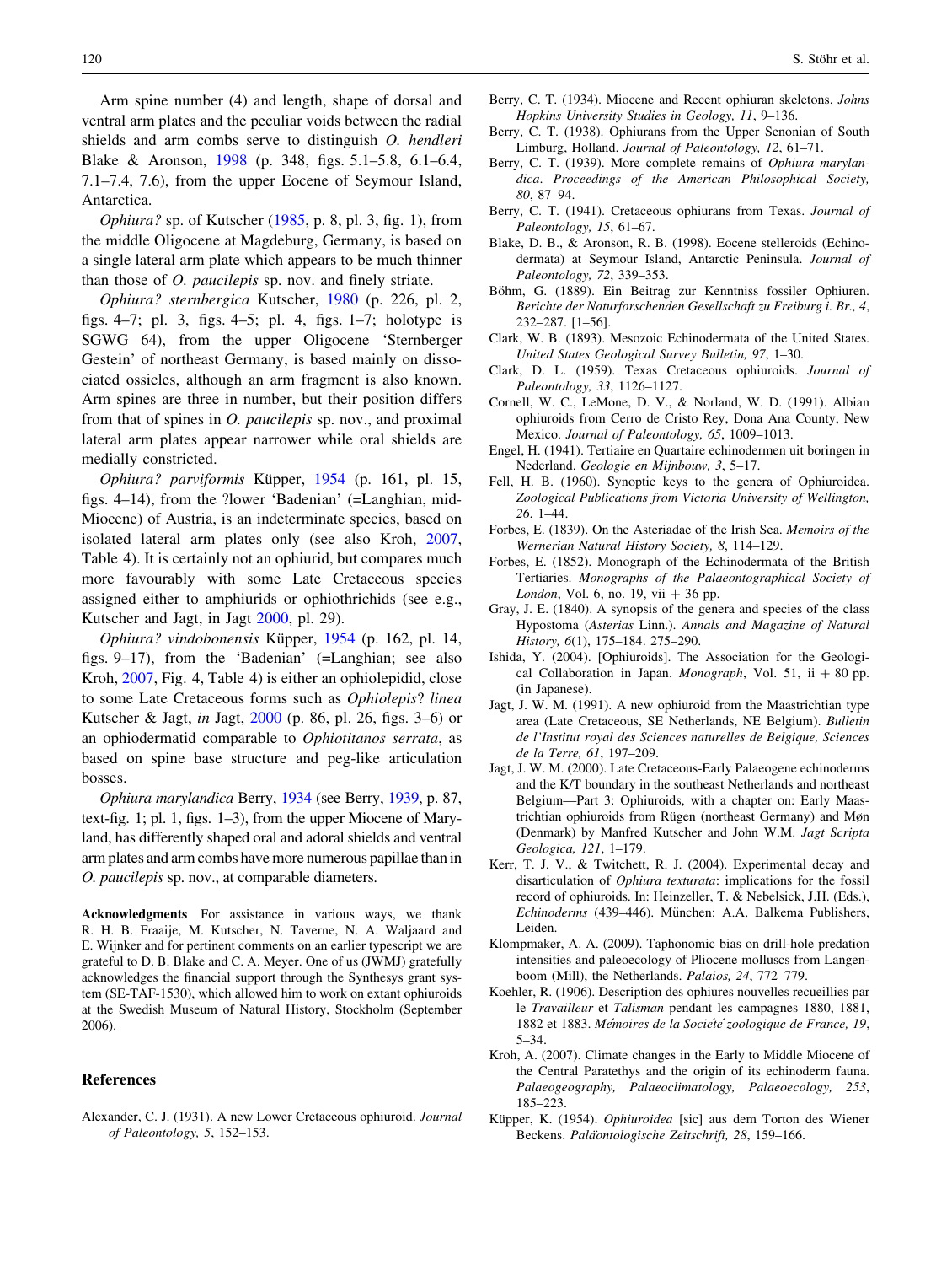Arm spine number (4) and length, shape of dorsal and ventral arm plates and the peculiar voids between the radial shields and arm combs serve to distinguish *O. hendleri* Blake & Aronson, 1998 (p. 348, figs. 5.1–5.8, 6.1–6.4, 7.1–7.4, 7.6), from the upper Eocene of Seymour Island, Antarctica.

*Ophiura?* sp. of Kutscher (1985, p. 8, pl. 3, fig. 1), from the middle Oligocene at Magdeburg, Germany, is based on a single lateral arm plate which appears to be much thinner than those of *O. paucilepis* sp. nov. and finely striate.

*Ophiura? sternbergica* Kutscher, 1980 (p. 226, pl. 2, figs. 4–7; pl. 3, figs. 4–5; pl. 4, figs. 1–7; holotype is SGWG 64), from the upper Oligocene 'Sternberger Gestein' of northeast Germany, is based mainly on dissociated ossicles, although an arm fragment is also known. Arm spines are three in number, but their position differs from that of spines in *O. paucilepis* sp. nov., and proximal lateral arm plates appear narrower while oral shields are medially constricted.

*Ophiura? parviformis* Küpper, 1954 (p. 161, pl. 15, figs. 4–14), from the ?lower 'Badenian' (=Langhian, mid-Miocene) of Austria, is an indeterminate species, based on isolated lateral arm plates only (see also Kroh, 2007, Table 4). It is certainly not an ophiurid, but compares much more favourably with some Late Cretaceous species assigned either to amphiurids or ophiothrichids (see e.g., Kutscher and Jagt, in Jagt 2000, pl. 29).

*Ophiura? vindobonensis* Küpper, 1954 (p. 162, pl. 14, figs. 9–17), from the 'Badenian' (=Langhian; see also Kroh, 2007, Fig. 4, Table 4) is either an ophiolepidid, close to some Late Cretaceous forms such as *Ophiolepis*? *linea* Kutscher & Jagt, *in* Jagt, 2000 (p. 86, pl. 26, figs. 3–6) or an ophiodermatid comparable to *Ophiotitanos serrata*, as based on spine base structure and peg-like articulation bosses.

*Ophiura marylandica* Berry, 1934 (see Berry, 1939, p. 87, text-fig. 1; pl. 1, figs. 1–3), from the upper Miocene of Maryland, has differently shaped oral and adoral shields and ventral arm plates and arm combs have more numerous papillae than in *O. paucilepis* sp. nov., at comparable diameters.

**Acknowledgments** For assistance in various ways, we thank R. H. B. Fraaije, M. Kutscher, N. Taverne, N. A. Waljaard and E. Wijnker and for pertinent comments on an earlier typescript we are grateful to D. B. Blake and C. A. Meyer. One of us (JWMJ) gratefully acknowledges the financial support through the Synthesys grant system (SE-TAF-1530), which allowed him to work on extant ophiuroids at the Swedish Museum of Natural History, Stockholm (September 2006).

## References

Alexander, C. J. (1931). A new Lower Cretaceous ophiuroid. *Journal of Paleontology, 5*, 152–153.

Berry, C. T. (1934). Miocene and Recent ophiuran skeletons. *Johns Hopkins University Studies in Geology, 11*, 9–136.

Berry, C. T. (1938). Ophiurans from the Upper Senonian of South Limburg, Holland. *Journal of Paleontology, 12*, 61–71.

Berry, C. T. (1939). More complete remains of *Ophiura marylandica*. *Proceedings of the American Philosophical Society, 80*, 87–94.

Berry, C. T. (1941). Cretaceous ophiurans from Texas. *Journal of Paleontology, 15*, 61–67.

Blake, D. B., & Aronson, R. B. (1998). Eocene stelleroids (Echinodermata) at Seymour Island, Antarctic Peninsula. *Journal of Paleontology, 72*, 339–353.

Böhm, G. (1889). Ein Beitrag zur Kenntniss fossiler Ophiuren. *Berichte der Naturforschenden Gesellschaft zu Freiburg i. Br., 4*, 232–287. [1–56].

Clark, W. B. (1893). Mesozoic Echinodermata of the United States. *United States Geological Survey Bulletin, 97*, 1–30.

Clark, D. L. (1959). Texas Cretaceous ophiuroids. *Journal of Paleontology, 33*, 1126–1127.

Cornell, W. C., LeMone, D. V., & Norland, W. D. (1991). Albian ophiuroids from Cerro de Cristo Rey, Dona Ana County, New Mexico. *Journal of Paleontology, 65*, 1009–1013.

Engel, H. (1941). Tertiaire en Quartaire echinodermen uit boringen in Nederland. *Geologie en Mijnbouw, 3*, 5–17.

Fell, H. B. (1960). Synoptic keys to the genera of Ophiuroidea. *Zoological Publications from Victoria University of Wellington, 26*, 1–44.

Forbes, E. (1839). On the Asteriadae of the Irish Sea. *Memoirs of the Wernerian Natural History Society, 8*, 114–129.

Forbes, E. (1852). Monograph of the Echinodermata of the British Tertiaries. *Monographs of the Palaeontographical Society of London*, Vol. 6, no. 19, vii + 36 pp.

Gray, J. E. (1840). A synopsis of the genera and species of the class Hypostoma (*Asterias* Linn.). *Annals and Magazine of Natural History, 6*(1), 175–184. 275–290.

Ishida, Y. (2004). [Ophiuroids]. The Association for the Geological Collaboration in Japan. *Monograph*, Vol. 51, ii + 80 pp. (in Japanese).

Jagt, J. W. M. (1991). A new ophiuroid from the Maastrichtian type area (Late Cretaceous, SE Netherlands, NE Belgium). *Bulletin de l'Institut royal des Sciences naturelles de Belgique, Sciences de la Terre, 61*, 197–209.

Jagt, J. W. M. (2000). Late Cretaceous-Early Palaeogene echinoderms and the K/T boundary in the southeast Netherlands and northeast Belgium—Part 3: Ophiuroids, with a chapter on: Early Maastrichtian ophiuroids from Rügen (northeast Germany) and Møn (Denmark) by Manfred Kutscher and John W.M. *Jagt Scripta Geologica, 121*, 1–179.

Kerr, T. J. V., & Twitchett, R. J. (2004). Experimental decay and disarticulation of *Ophiura texturata*: implications for the fossil record of ophiuroids. In: Heinzeller, T. & Nebelsick, J.H. (Eds.), *Echinoderms* (439–446). München: A.A. Balkema Publishers, Leiden.

Klompmaker, A. A. (2009). Taphonomic bias on drill-hole predation intensities and paleoecology of Pliocene molluscs from Langenboom (Mill), the Netherlands. *Palaios, 24*, 772–779.

Koehler, R. (1906). Description des ophiures nouvelles recueillies par le *Travailleur* et *Talisman* pendant les campagnes 1880, 1881, 1882 et 1883. *Mémoires de la Société zoologique de France, 19*, 5–34.

Kroh, A. (2007). Climate changes in the Early to Middle Miocene of the Central Paratethys and the origin of its echinoderm fauna. *Palaeogeography, Palaeoclimatology, Palaeoecology, 253*, 185–223.

Küpper, K. (1954). *Ophiuroidea* [sic] aus dem Torton des Wiener Beckens. *Paläontologische Zeitschrift, 28*, 159–166.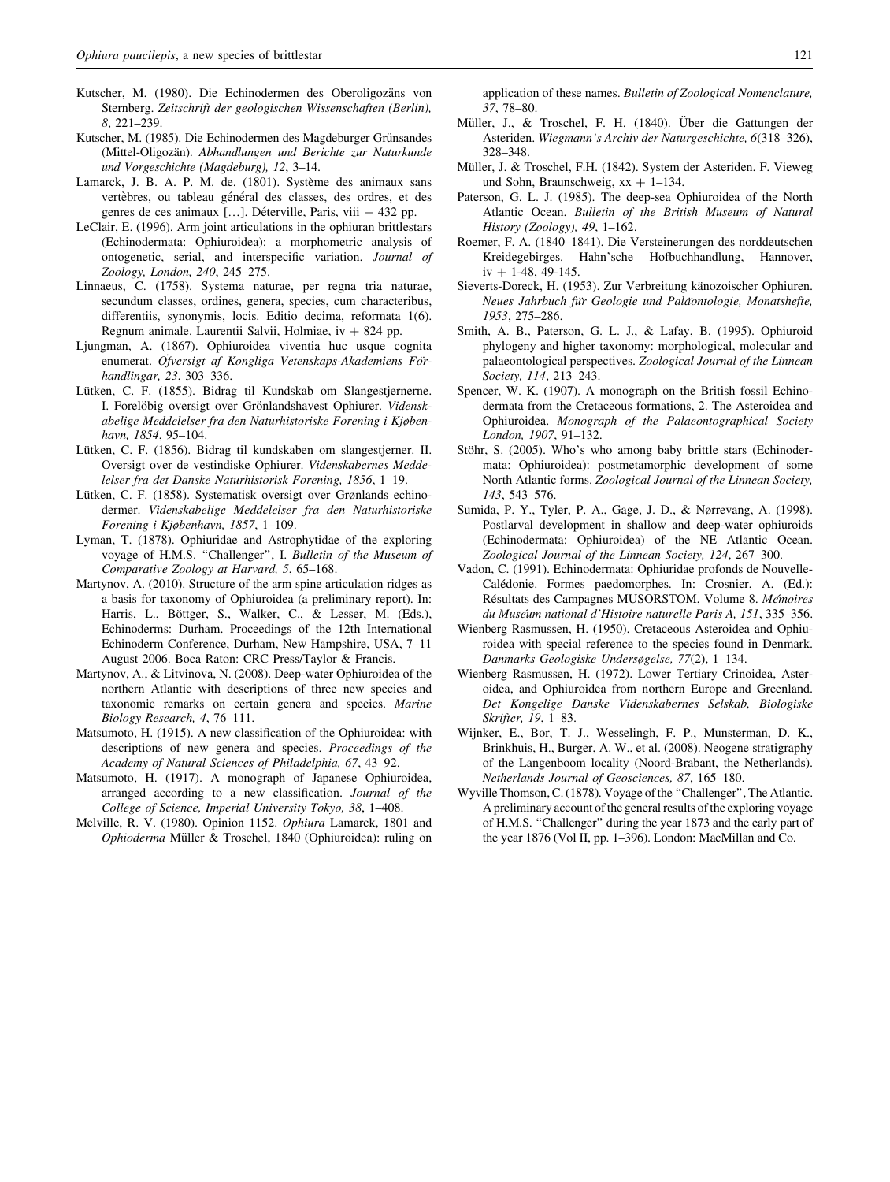Kutscher, M. (1980). Die Echinodermen des Oberoligozäns von Sternberg. *Zeitschrift der geologischen Wissenschaften (Berlin), 8*, 221–239.

Kutscher, M. (1985). Die Echinodermen des Magdeburger Grünsandes (Mittel-Oligozän). *Abhandlungen und Berichte zur Naturkunde und Vorgeschichte (Magdeburg), 12*, 3–14.

Lamarck, J. B. A. P. M. de. (1801). Système des animaux sans vertèbres, ou tableau général des classes, des ordres, et des genres de ces animaux […]. Déterville, Paris, viii + 432 pp.

LeClair, E. (1996). Arm joint articulations in the ophiuran brittlestars (Echinodermata: Ophiuroidea): a morphometric analysis of ontogenetic, serial, and interspecific variation. *Journal of Zoology, London, 240*, 245–275.

Linnaeus, C. (1758). Systema naturae, per regna tria naturae, secundum classes, ordines, genera, species, cum characteribus, differentiis, synonymis, locis. Editio decima, reformata 1(6). Regnum animale. Laurentii Salvii, Holmiae, iv + 824 pp.

Ljungman, A. (1867). Ophiuroidea viventia huc usque cognita enumerat. *Öfversigt af Kongliga Vetenskaps-Akademiens Förhandlingar, 23*, 303–336.

Lütken, C. F. (1855). Bidrag til Kundskab om Slangestjernerne. I. Forelöbig oversigt over Grönlandshavest Ophiurer. *Videnskabelige Meddelelser fra den Naturhistoriske Forening i Kjøbenhavn, 1854*, 95–104.

Lütken, C. F. (1856). Bidrag til kundskaben om slangestjerner. II. Oversigt over de vestindiske Ophiurer. *Videnskabernes Meddelelser fra det Danske Naturhistorisk Forening, 1856*, 1–19.

Lütken, C. F. (1858). Systematisk oversigt over Grønlands echinodermer. *Videnskabelige Meddelelser fra den Naturhistoriske Forening i Kjøbenhavn, 1857*, 1–109.

Lyman, T. (1878). Ophiuridae and Astrophytidae of the exploring voyage of H.M.S. "Challenger", I. *Bulletin of the Museum of Comparative Zoology at Harvard, 5*, 65–168.

Martynov, A. (2010). Structure of the arm spine articulation ridges as a basis for taxonomy of Ophiuroidea (a preliminary report). In: Harris, L., Böttger, S., Walker, C., & Lesser, M. (Eds.), Echinoderms: Durham. Proceedings of the 12th International Echinoderm Conference, Durham, New Hampshire, USA, 7–11 August 2006. Boca Raton: CRC Press/Taylor & Francis.

Martynov, A., & Litvinova, N. (2008). Deep-water Ophiuroidea of the northern Atlantic with descriptions of three new species and taxonomic remarks on certain genera and species. *Marine Biology Research, 4*, 76–111.

Matsumoto, H. (1915). A new classification of the Ophiuroidea: with descriptions of new genera and species. *Proceedings of the Academy of Natural Sciences of Philadelphia, 67*, 43–92.

Matsumoto, H. (1917). A monograph of Japanese Ophiuroidea, arranged according to a new classification. *Journal of the College of Science, Imperial University Tokyo, 38*, 1–408.

Melville, R. V. (1980). Opinion 1152. *Ophiura* Lamarck, 1801 and *Ophioderma* Müller & Troschel, 1840 (Ophiuroidea): ruling on application of these names. *Bulletin of Zoological Nomenclature, 37*, 78–80.

Müller, J., & Troschel, F. H. (1840). Über die Gattungen der Asteriden. *Wiegmann's Archiv der Naturgeschichte, 6*(318–326), 328–348.

Müller, J. & Troschel, F.H. (1842). System der Asteriden. F. Vieweg und Sohn, Braunschweig, xx + 1–134.

Paterson, G. L. J. (1985). The deep-sea Ophiuroidea of the North Atlantic Ocean. *Bulletin of the British Museum of Natural History (Zoology), 49*, 1–162.

Roemer, F. A. (1840–1841). Die Versteinerungen des norddeutschen Kreidegebirges. Hahn'sche Hofbuchhandlung, Hannover, iv + 1-48, 49-145.

Sieverts-Doreck, H. (1953). Zur Verbreitung känozoischer Ophiuren. *Neues Jahrbuch für Geologie und Paläontologie, Monatshefte, 1953*, 275–286.

Smith, A. B., Paterson, G. L. J., & Lafay, B. (1995). Ophiuroid phylogeny and higher taxonomy: morphological, molecular and palaeontological perspectives. *Zoological Journal of the Linnean Society, 114*, 213–243.

Spencer, W. K. (1907). A monograph on the British fossil Echinodermata from the Cretaceous formations, 2. The Asteroidea and Ophiuroidea. *Monograph of the Palaeontographical Society London, 1907*, 91–132.

Stöhr, S. (2005). Who's who among baby brittle stars (Echinodermata: Ophiuroidea): postmetamorphic development of some North Atlantic forms. *Zoological Journal of the Linnean Society, 143*, 543–576.

Sumida, P. Y., Tyler, P. A., Gage, J. D., & Nørrevang, A. (1998). Postlarval development in shallow and deep-water ophiuroids (Echinodermata: Ophiuroidea) of the NE Atlantic Ocean. *Zoological Journal of the Linnean Society, 124*, 267–300.

Vadon, C. (1991). Echinodermata: Ophiuridae profonds de Nouvelle-Calédonie. Formes paedomorphes. In: Crosnier, A. (Ed.): Résultats des Campagnes MUSORSTOM, Volume 8. *Mémoires du Muséum national d'Histoire naturelle Paris A, 151*, 335–356.

Wienberg Rasmussen, H. (1950). Cretaceous Asteroidea and Ophiuroidea with special reference to the species found in Denmark. *Danmarks Geologiske Undersøgelse, 77*(2), 1–134.

Wienberg Rasmussen, H. (1972). Lower Tertiary Crinoidea, Asteroidea, and Ophiuroidea from northern Europe and Greenland. *Det Kongelige Danske Videnskabernes Selskab, Biologiske Skrifter, 19*, 1–83.

Wijnker, E., Bor, T. J., Wesselingh, F. P., Munsterman, D. K., Brinkhuis, H., Burger, A. W., et al. (2008). Neogene stratigraphy of the Langenboom locality (Noord-Brabant, the Netherlands). *Netherlands Journal of Geosciences, 87*, 165–180.

Wyville Thomson, C. (1878). Voyage of the "Challenger", The Atlantic. A preliminary account of the general results of the exploring voyage of H.M.S. "Challenger" during the year 1873 and the early part of the year 1876 (Vol II, pp. 1–396). London: MacMillan and Co.